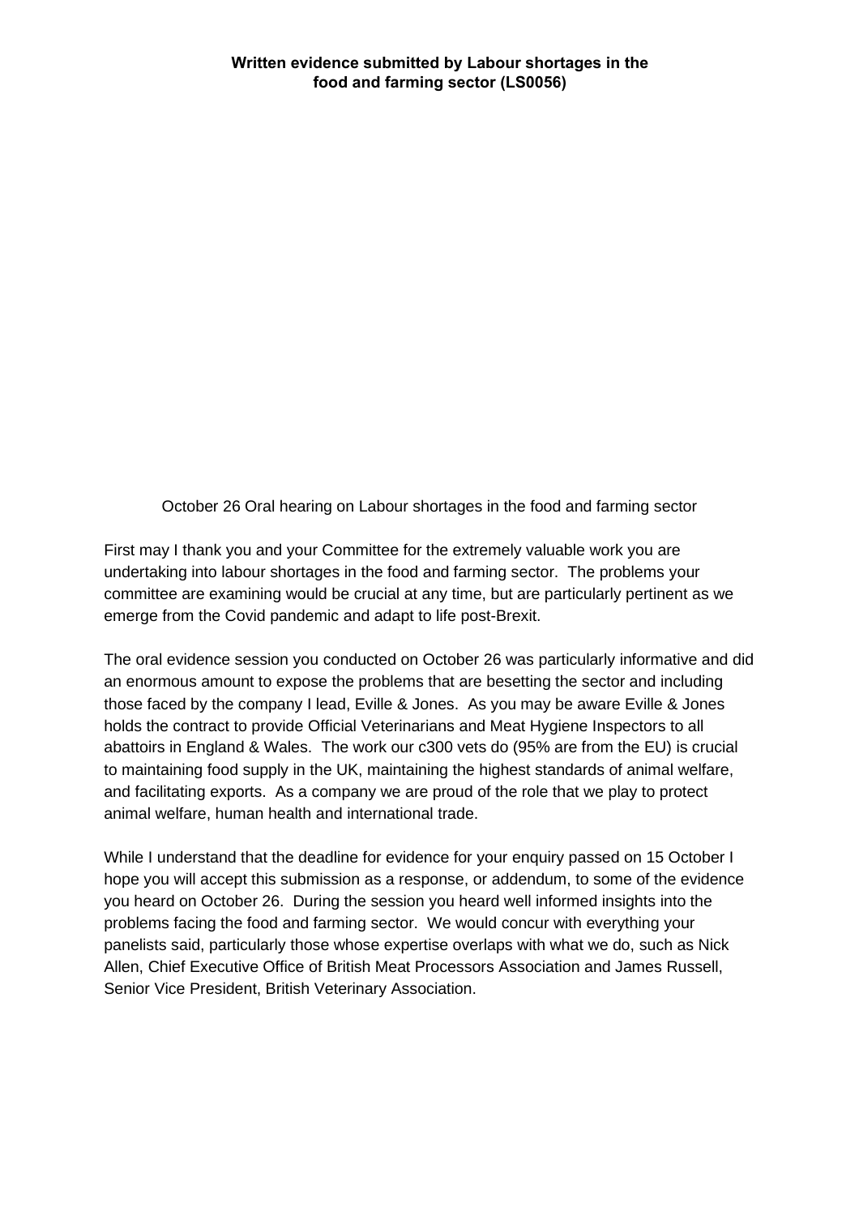**Written evidence submitted by Labour shortages in the food and farming sector (LS0056)**

October 26 Oral hearing on Labour shortages in the food and farming sector

First may I thank you and your Committee for the extremely valuable work you are undertaking into labour shortages in the food and farming sector. The problems your committee are examining would be crucial at any time, but are particularly pertinent as we emerge from the Covid pandemic and adapt to life post-Brexit.

The oral evidence session you conducted on October 26 was particularly informative and did an enormous amount to expose the problems that are besetting the sector and including those faced by the company I lead, Eville & Jones. As you may be aware Eville & Jones holds the contract to provide Official Veterinarians and Meat Hygiene Inspectors to all abattoirs in England & Wales. The work our c300 vets do (95% are from the EU) is crucial to maintaining food supply in the UK, maintaining the highest standards of animal welfare, and facilitating exports. As a company we are proud of the role that we play to protect animal welfare, human health and international trade.

While I understand that the deadline for evidence for your enquiry passed on 15 October I hope you will accept this submission as a response, or addendum, to some of the evidence you heard on October 26. During the session you heard well informed insights into the problems facing the food and farming sector. We would concur with everything your panelists said, particularly those whose expertise overlaps with what we do, such as Nick Allen, Chief Executive Office of British Meat Processors Association and James Russell, Senior Vice President, British Veterinary Association.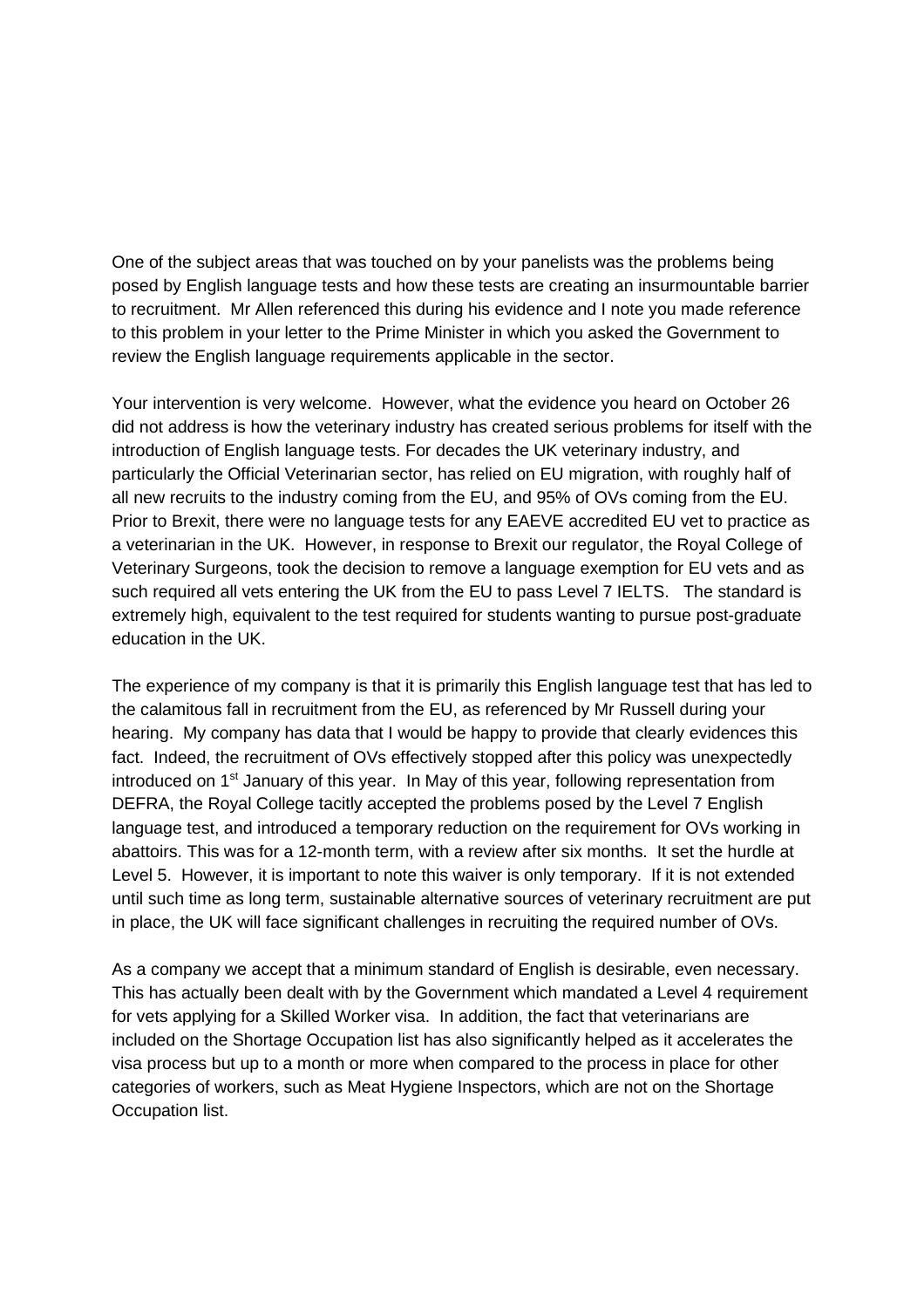One of the subject areas that was touched on by your panelists was the problems being posed by English language tests and how these tests are creating an insurmountable barrier to recruitment. Mr Allen referenced this during his evidence and I note you made reference to this problem in your letter to the Prime Minister in which you asked the Government to review the English language requirements applicable in the sector.

Your intervention is very welcome. However, what the evidence you heard on October 26 did not address is how the veterinary industry has created serious problems for itself with the introduction of English language tests. For decades the UK veterinary industry, and particularly the Official Veterinarian sector, has relied on EU migration, with roughly half of all new recruits to the industry coming from the EU, and 95% of OVs coming from the EU. Prior to Brexit, there were no language tests for any EAEVE accredited EU vet to practice as a veterinarian in the UK. However, in response to Brexit our regulator, the Royal College of Veterinary Surgeons, took the decision to remove a language exemption for EU vets and as such required all vets entering the UK from the EU to pass Level 7 IELTS. The standard is extremely high, equivalent to the test required for students wanting to pursue post-graduate education in the UK.

The experience of my company is that it is primarily this English language test that has led to the calamitous fall in recruitment from the EU, as referenced by Mr Russell during your hearing. My company has data that I would be happy to provide that clearly evidences this fact. Indeed, the recruitment of OVs effectively stopped after this policy was unexpectedly introduced on 1st January of this year. In May of this year, following representation from DEFRA, the Royal College tacitly accepted the problems posed by the Level 7 English language test, and introduced a temporary reduction on the requirement for OVs working in abattoirs. This was for a 12-month term, with a review after six months. It set the hurdle at Level 5. However, it is important to note this waiver is only temporary. If it is not extended until such time as long term, sustainable alternative sources of veterinary recruitment are put in place, the UK will face significant challenges in recruiting the required number of OVs.

As a company we accept that a minimum standard of English is desirable, even necessary. This has actually been dealt with by the Government which mandated a Level 4 requirement for vets applying for a Skilled Worker visa. In addition, the fact that veterinarians are included on the Shortage Occupation list has also significantly helped as it accelerates the visa process but up to a month or more when compared to the process in place for other categories of workers, such as Meat Hygiene Inspectors, which are not on the Shortage Occupation list.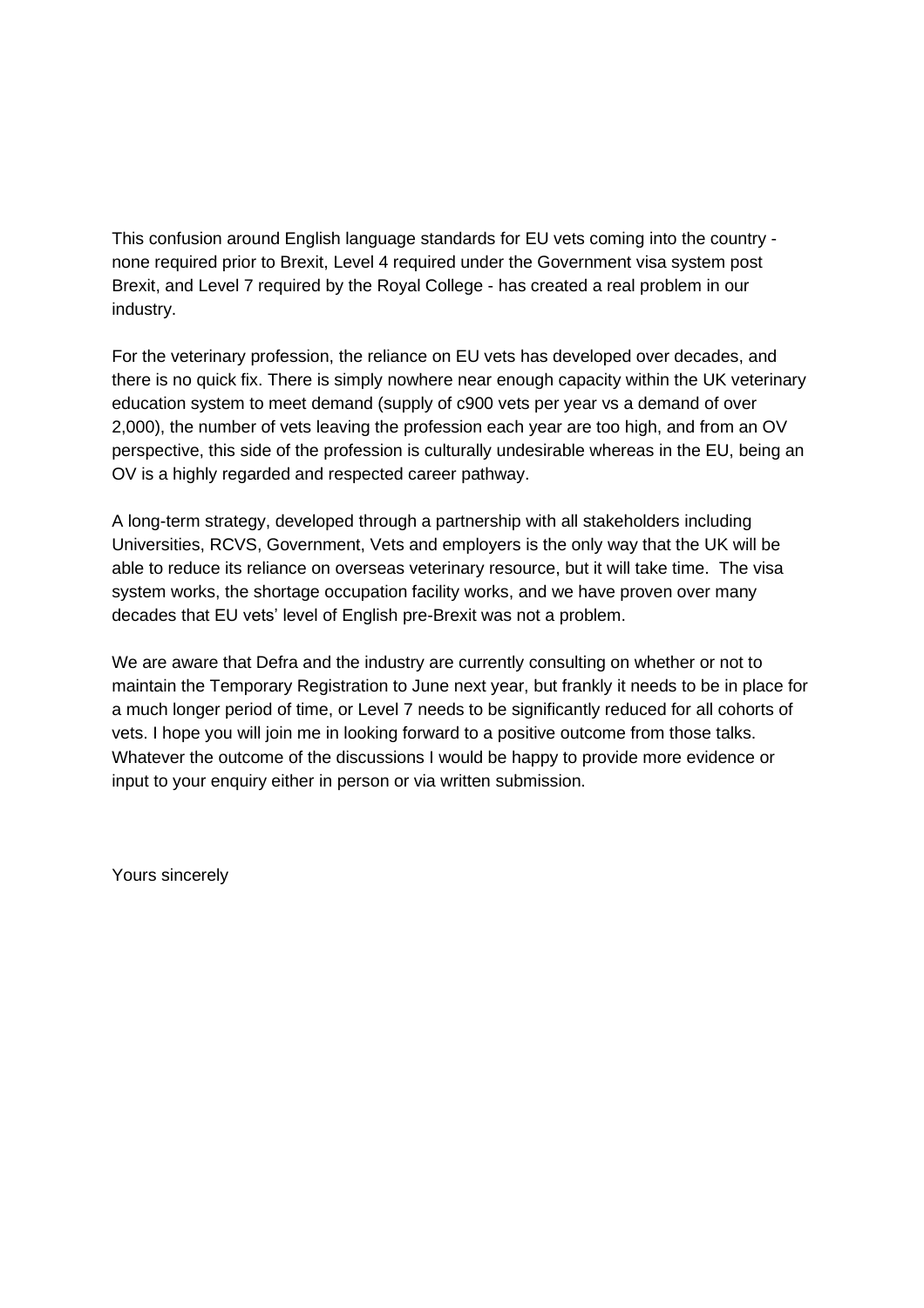This confusion around English language standards for EU vets coming into the country - none required prior to Brexit, Level 4 required under the Government visa system post Brexit, and Level 7 required by the Royal College - has created a real problem in our industry.

For the veterinary profession, the reliance on EU vets has developed over decades, and there is no quick fix. There is simply nowhere near enough capacity within the UK veterinary education system to meet demand (supply of c900 vets per year vs a demand of over 2,000), the number of vets leaving the profession each year are too high, and from an OV perspective, this side of the profession is culturally undesirable whereas in the EU, being an OV is a highly regarded and respected career pathway.

A long-term strategy, developed through a partnership with all stakeholders including Universities, RCVS, Government, Vets and employers is the only way that the UK will be able to reduce its reliance on overseas veterinary resource, but it will take time. The visa system works, the shortage occupation facility works, and we have proven over many decades that EU vets' level of English pre-Brexit was not a problem.

We are aware that Defra and the industry are currently consulting on whether or not to maintain the Temporary Registration to June next year, but frankly it needs to be in place for a much longer period of time, or Level 7 needs to be significantly reduced for all cohorts of vets. I hope you will join me in looking forward to a positive outcome from those talks. Whatever the outcome of the discussions I would be happy to provide more evidence or input to your enquiry either in person or via written submission.

Yours sincerely